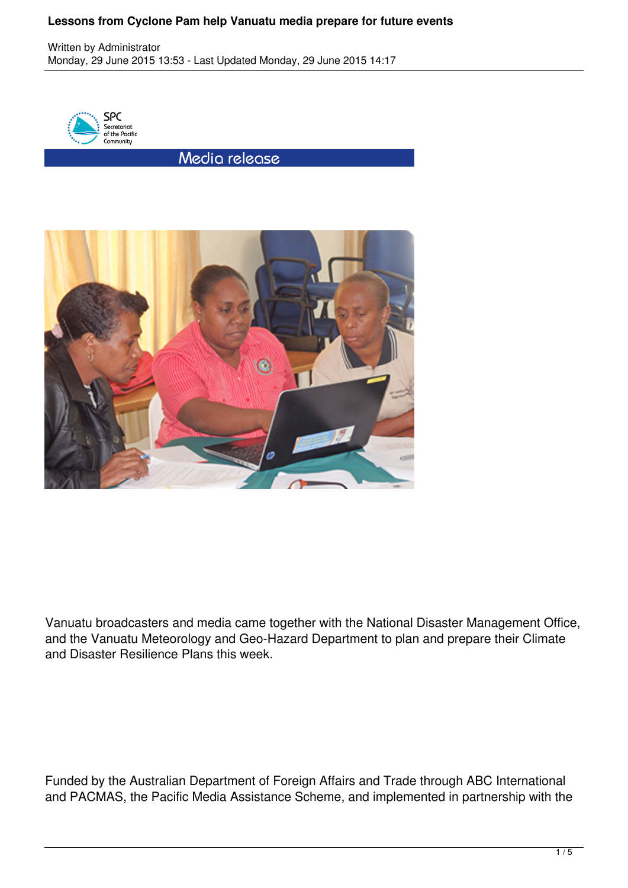# Lessons from Cyclone Pam help Vanuatu media prepare for future events

Written by Administrator
Monday, 29 June 2015 13:53 - Last Updated Monday, 29 June 2015 14:17

SPC Secretariat of the Pacific Community

Media release

Vanuatu broadcasters and media came together with the National Disaster Management Office, and the Vanuatu Meteorology and Geo-Hazard Department to plan and prepare their Climate and Disaster Resilience Plans this week.

Funded by the Australian Department of Foreign Affairs and Trade through ABC International and PACMAS, the Pacific Media Assistance Scheme, and implemented in partnership with the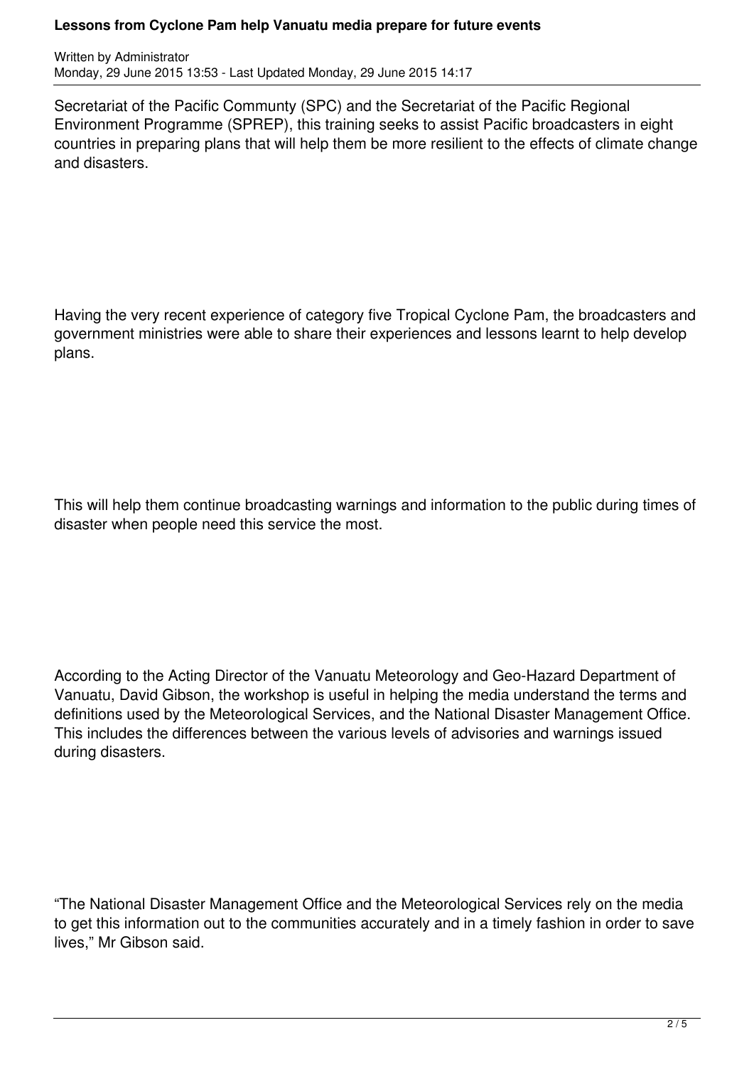Secretariat of the Pacific Community (SPC) and the Secretariat of the Pacific Regional Environment Programme (SPREP), this training seeks to assist Pacific broadcasters in eight countries in preparing plans that will help them be more resilient to the effects of climate change and disasters.

Having the very recent experience of category five Tropical Cyclone Pam, the broadcasters and government ministries were able to share their experiences and lessons learnt to help develop plans.

This will help them continue broadcasting warnings and information to the public during times of disaster when people need this service the most.

According to the Acting Director of the Vanuatu Meteorology and Geo-Hazard Department of Vanuatu, David Gibson, the workshop is useful in helping the media understand the terms and definitions used by the Meteorological Services, and the National Disaster Management Office. This includes the differences between the various levels of advisories and warnings issued during disasters.

"The National Disaster Management Office and the Meteorological Services rely on the media to get this information out to the communities accurately and in a timely fashion in order to save lives," Mr Gibson said.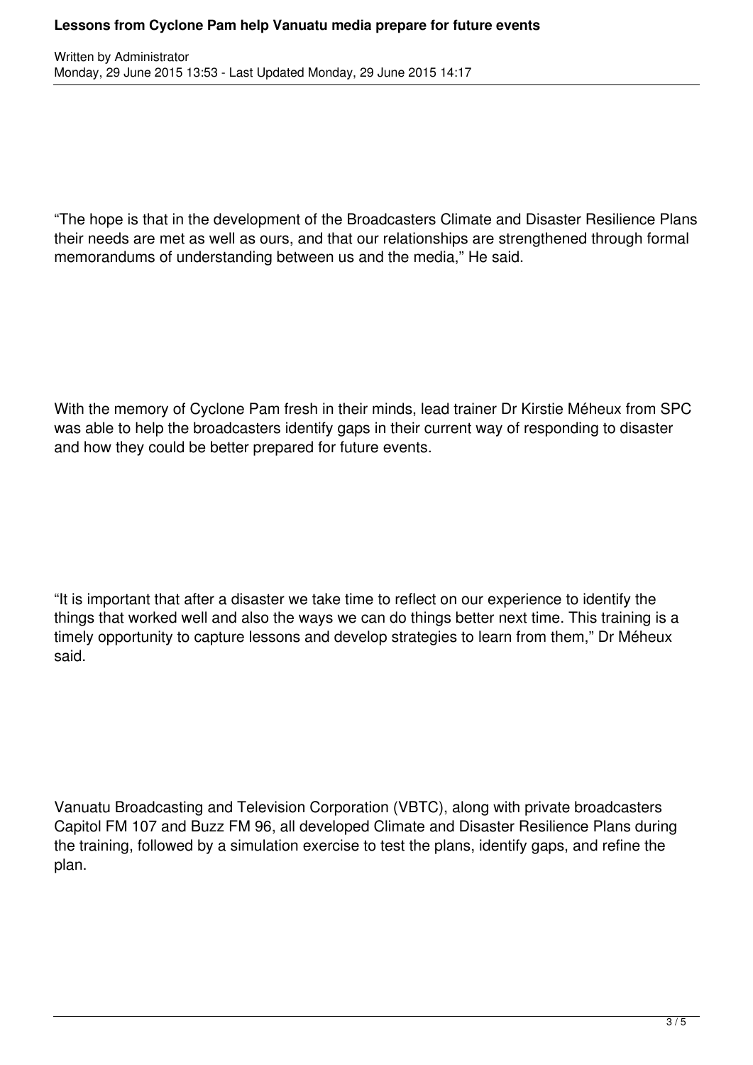“The hope is that in the development of the Broadcasters Climate and Disaster Resilience Plans their needs are met as well as ours, and that our relationships are strengthened through formal memorandums of understanding between us and the media,” He said.

With the memory of Cyclone Pam fresh in their minds, lead trainer Dr Kirstie Méheux from SPC was able to help the broadcasters identify gaps in their current way of responding to disaster and how they could be better prepared for future events.

“It is important that after a disaster we take time to reflect on our experience to identify the things that worked well and also the ways we can do things better next time. This training is a timely opportunity to capture lessons and develop strategies to learn from them,” Dr Méheux said.

Vanuatu Broadcasting and Television Corporation (VBTC), along with private broadcasters Capitol FM 107 and Buzz FM 96, all developed Climate and Disaster Resilience Plans during the training, followed by a simulation exercise to test the plans, identify gaps, and refine the plan.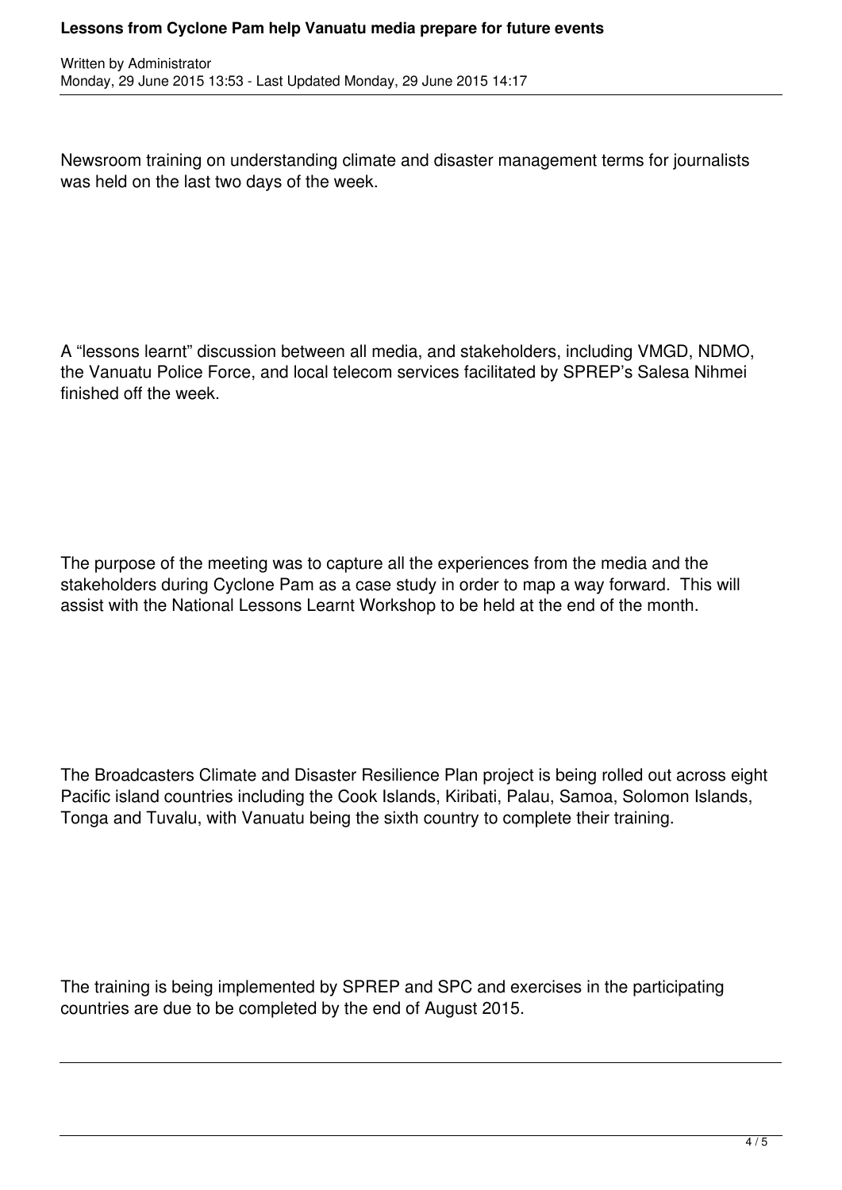Newsroom training on understanding climate and disaster management terms for journalists was held on the last two days of the week.

A “lessons learnt” discussion between all media, and stakeholders, including VMGD, NDMO, the Vanuatu Police Force, and local telecom services facilitated by SPREP’s Salesa Nihmei finished off the week.

The purpose of the meeting was to capture all the experiences from the media and the stakeholders during Cyclone Pam as a case study in order to map a way forward.  This will assist with the National Lessons Learnt Workshop to be held at the end of the month.

The Broadcasters Climate and Disaster Resilience Plan project is being rolled out across eight Pacific island countries including the Cook Islands, Kiribati, Palau, Samoa, Solomon Islands, Tonga and Tuvalu, with Vanuatu being the sixth country to complete their training.

The training is being implemented by SPREP and SPC and exercises in the participating countries are due to be completed by the end of August 2015.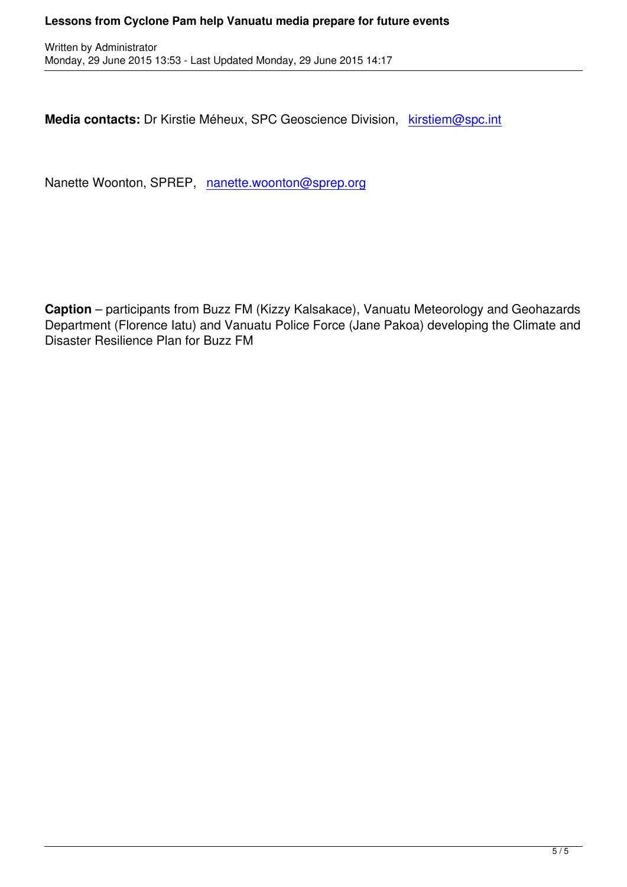**Media contacts:** Dr Kirstie Méheux, SPC Geoscience Division, kirstiem@spc.int

Nanette Woonton, SPREP, nanette.woonton@sprep.org

**Caption** – participants from Buzz FM (Kizzy Kalsakace), Vanuatu Meteorology and Geohazards Department (Florence Iatu) and Vanuatu Police Force (Jane Pakoa) developing the Climate and Disaster Resilience Plan for Buzz FM